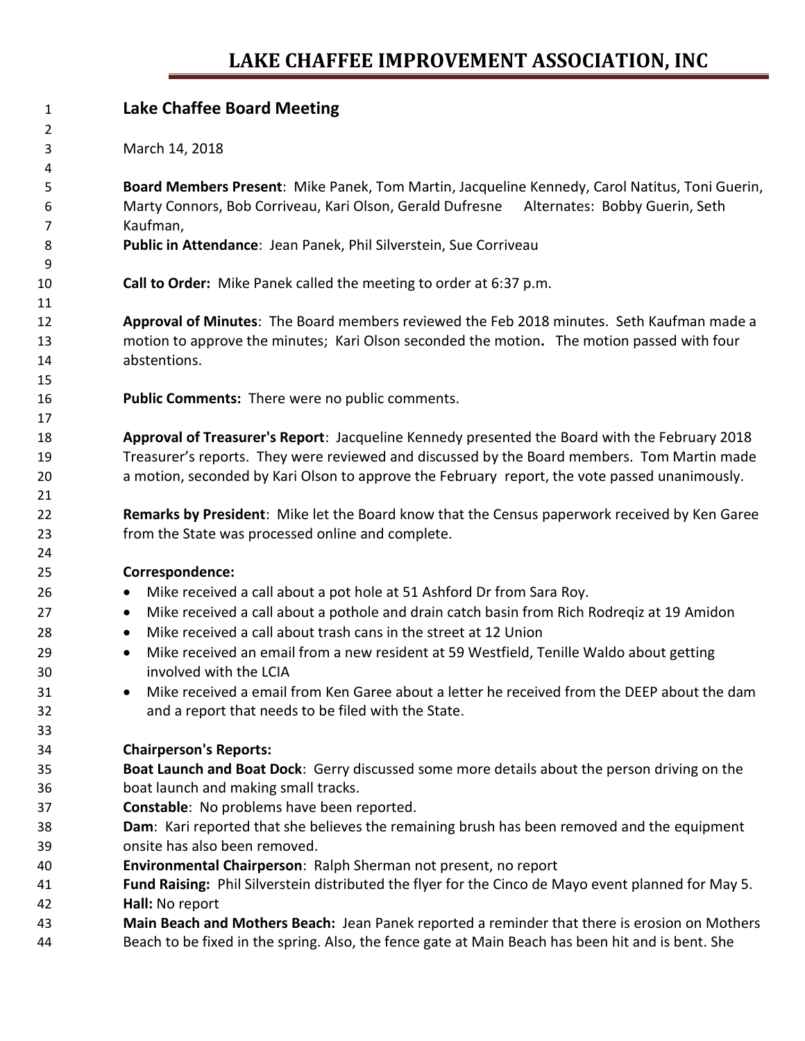# LAKE CHAFFEE IMPROVEMENT ASSOCIATION, INC

## Lake Chaffee Board Meeting

March 14, 2018

**Board Members Present**: Mike Panek, Tom Martin, Jacqueline Kennedy, Carol Natitus, Toni Guerin, Marty Connors, Bob Corriveau, Kari Olson, Gerald Dufresne    Alternates: Bobby Guerin, Seth Kaufman,

**Public in Attendance**: Jean Panek, Phil Silverstein, Sue Corriveau

**Call to Order:** Mike Panek called the meeting to order at 6:37 p.m.

**Approval of Minutes**: The Board members reviewed the Feb 2018 minutes. Seth Kaufman made a motion to approve the minutes; Kari Olson seconded the motion**.** The motion passed with four abstentions.

**Public Comments:** There were no public comments.

**Approval of Treasurer's Report**: Jacqueline Kennedy presented the Board with the February 2018 Treasurer's reports. They were reviewed and discussed by the Board members. Tom Martin made a motion, seconded by Kari Olson to approve the February report, the vote passed unanimously.

**Remarks by President**: Mike let the Board know that the Census paperwork received by Ken Garee from the State was processed online and complete.

**Correspondence:**

- Mike received a call about a pot hole at 51 Ashford Dr from Sara Roy.
- Mike received a call about a pothole and drain catch basin from Rich Rodreqiz at 19 Amidon
- Mike received a call about trash cans in the street at 12 Union
- Mike received an email from a new resident at 59 Westfield, Tenille Waldo about getting involved with the LCIA
- Mike received a email from Ken Garee about a letter he received from the DEEP about the dam and a report that needs to be filed with the State.

**Chairperson's Reports:**

**Boat Launch and Boat Dock**: Gerry discussed some more details about the person driving on the boat launch and making small tracks.

**Constable**: No problems have been reported.

**Dam**: Kari reported that she believes the remaining brush has been removed and the equipment onsite has also been removed.

**Environmental Chairperson**: Ralph Sherman not present, no report

**Fund Raising:** Phil Silverstein distributed the flyer for the Cinco de Mayo event planned for May 5.

**Hall:** No report

**Main Beach and Mothers Beach:** Jean Panek reported a reminder that there is erosion on Mothers Beach to be fixed in the spring. Also, the fence gate at Main Beach has been hit and is bent. She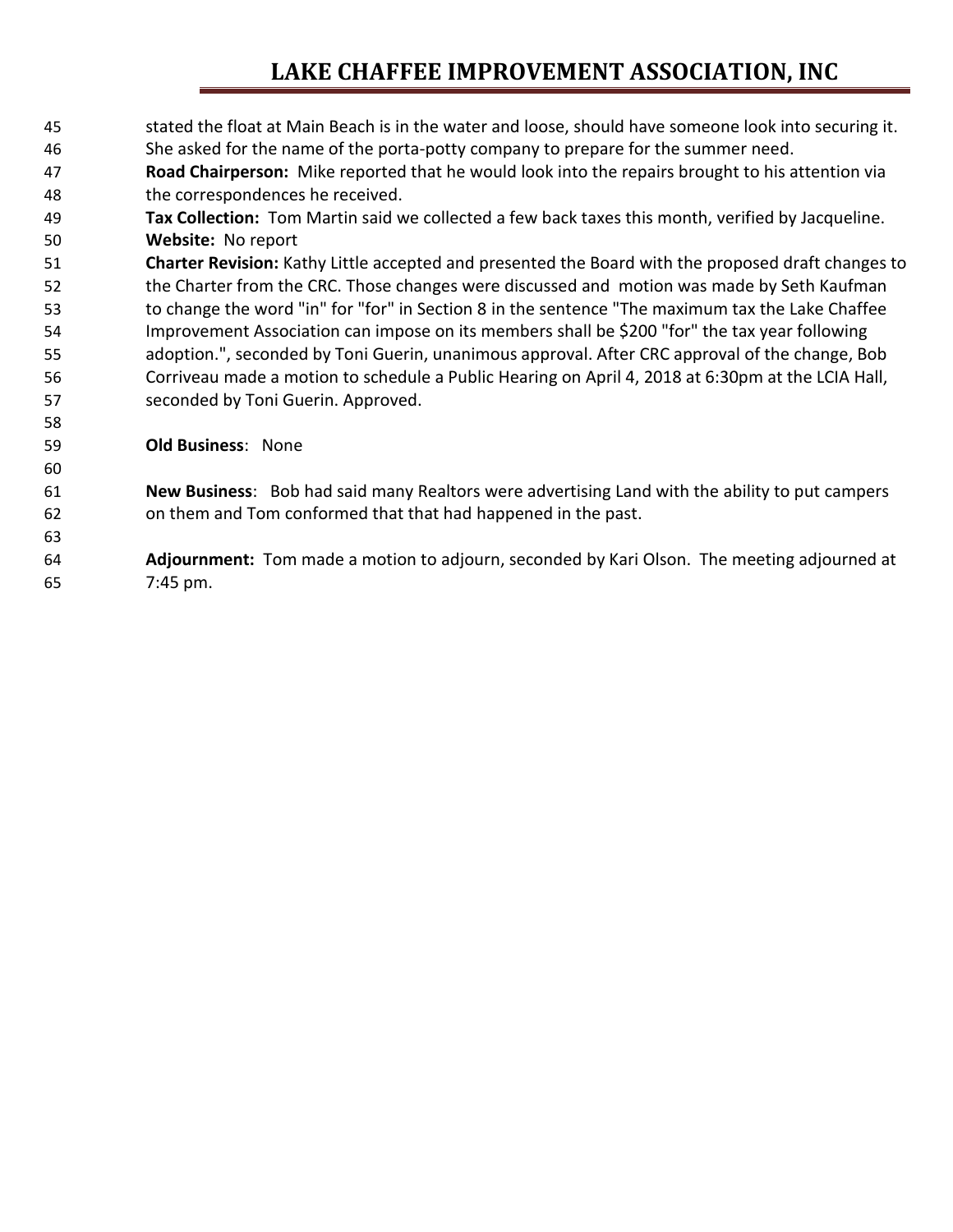stated the float at Main Beach is in the water and loose, should have someone look into securing it. She asked for the name of the porta-potty company to prepare for the summer need.

**Road Chairperson:** Mike reported that he would look into the repairs brought to his attention via the correspondences he received.

**Tax Collection:** Tom Martin said we collected a few back taxes this month, verified by Jacqueline.

**Website:** No report

**Charter Revision:** Kathy Little accepted and presented the Board with the proposed draft changes to the Charter from the CRC. Those changes were discussed and motion was made by Seth Kaufman to change the word "in" for "for" in Section 8 in the sentence "The maximum tax the Lake Chaffee Improvement Association can impose on its members shall be $200 "for" the tax year following adoption.", seconded by Toni Guerin, unanimous approval. After CRC approval of the change, Bob Corriveau made a motion to schedule a Public Hearing on April 4, 2018 at 6:30pm at the LCIA Hall, seconded by Toni Guerin. Approved.

**Old Business**: None

**New Business**: Bob had said many Realtors were advertising Land with the ability to put campers on them and Tom conformed that that had happened in the past.

**Adjournment:** Tom made a motion to adjourn, seconded by Kari Olson. The meeting adjourned at 7:45 pm.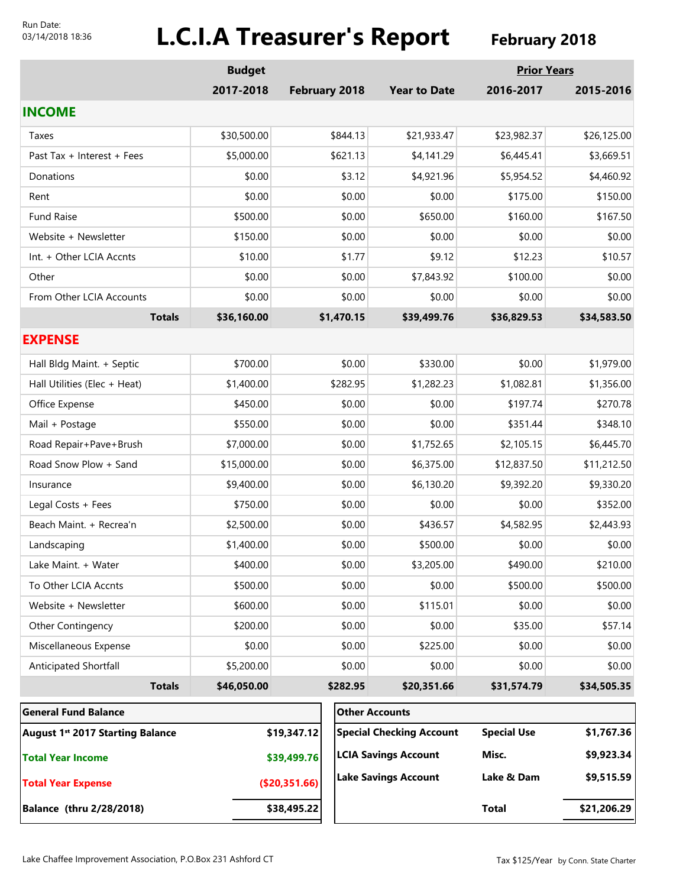Run Date:
03/14/2018 18:36

# L.C.I.A Treasurer's Report

**February 2018**

| | Budget | | | Prior Years | |
|---|---|---|---|---|---|
| | 2017-2018 | February 2018 | Year to Date | 2016-2017 | 2015-2016 |
| **INCOME** | | | | | |
| Taxes | $30,500.00 | $844.13 | $21,933.47 | $23,982.37 | $26,125.00 |
| Past Tax + Interest + Fees | $5,000.00 | $621.13 | $4,141.29 | $6,445.41 | $3,669.51 |
| Donations | $0.00 | $3.12 | $4,921.96 | $5,954.52 | $4,460.92 |
| Rent | $0.00 | $0.00 | $0.00 | $175.00 | $150.00 |
| Fund Raise | $500.00 | $0.00 | $650.00 | $160.00 | $167.50 |
| Website + Newsletter | $150.00 | $0.00 | $0.00 | $0.00 | $0.00 |
| Int. + Other LCIA Accnts | $10.00 | $1.77 | $9.12 | $12.23 | $10.57 |
| Other | $0.00 | $0.00 | $7,843.92 | $100.00 | $0.00 |
| From Other LCIA Accounts | $0.00 | $0.00 | $0.00 | $0.00 | $0.00 |
| **Totals** | **$36,160.00** | **$1,470.15** | **$39,499.76** | **$36,829.53** | **$34,583.50** |
| **EXPENSE** | | | | | |
| Hall Bldg Maint. + Septic | $700.00 | $0.00 | $330.00 | $0.00 | $1,979.00 |
| Hall Utilities (Elec + Heat) | $1,400.00 | $282.95 | $1,282.23 | $1,082.81 | $1,356.00 |
| Office Expense | $450.00 | $0.00 | $0.00 | $197.74 | $270.78 |
| Mail + Postage | $550.00 | $0.00 | $0.00 | $351.44 | $348.10 |
| Road Repair+Pave+Brush | $7,000.00 | $0.00 | $1,752.65 | $2,105.15 | $6,445.70 |
| Road Snow Plow + Sand | $15,000.00 | $0.00 | $6,375.00 | $12,837.50 | $11,212.50 |
| Insurance | $9,400.00 | $0.00 | $6,130.20 | $9,392.20 | $9,330.20 |
| Legal Costs + Fees | $750.00 | $0.00 | $0.00 | $0.00 | $352.00 |
| Beach Maint. + Recrea'n | $2,500.00 | $0.00 | $436.57 | $4,582.95 | $2,443.93 |
| Landscaping | $1,400.00 | $0.00 | $500.00 | $0.00 | $0.00 |
| Lake Maint. + Water | $400.00 | $0.00 | $3,205.00 | $490.00 | $210.00 |
| To Other LCIA Accnts | $500.00 | $0.00 | $0.00 | $500.00 | $500.00 |
| Website + Newsletter | $600.00 | $0.00 | $115.01 | $0.00 | $0.00 |
| Other Contingency | $200.00 | $0.00 | $0.00 | $35.00 | $57.14 |
| Miscellaneous Expense | $0.00 | $0.00 | $225.00 | $0.00 | $0.00 |
| Anticipated Shortfall | $5,200.00 | $0.00 | $0.00 | $0.00 | $0.00 |
| **Totals** | **$46,050.00** | **$282.95** | **$20,351.66** | **$31,574.79** | **$34,505.35** |

| General Fund Balance | |
|---|---|
| **August 1st 2017 Starting Balance** | **$19,347.12** |
| **Total Year Income** | **$39,499.76** |
| **Total Year Expense** | **($20,351.66)** |
| **Balance (thru 2/28/2018)** | **$38,495.22** |

| Other Accounts | | |
|---|---|---|
| **Special Checking Account** | **Special Use** | **$1,767.36** |
| **LCIA Savings Account** | **Misc.** | **$9,923.34** |
| **Lake Savings Account** | **Lake & Dam** | **$9,515.59** |
| | **Total** | **$21,206.29** |

Lake Chaffee Improvement Association, P.O.Box 231 Ashford CT

Tax $125/Year by Conn. State Charter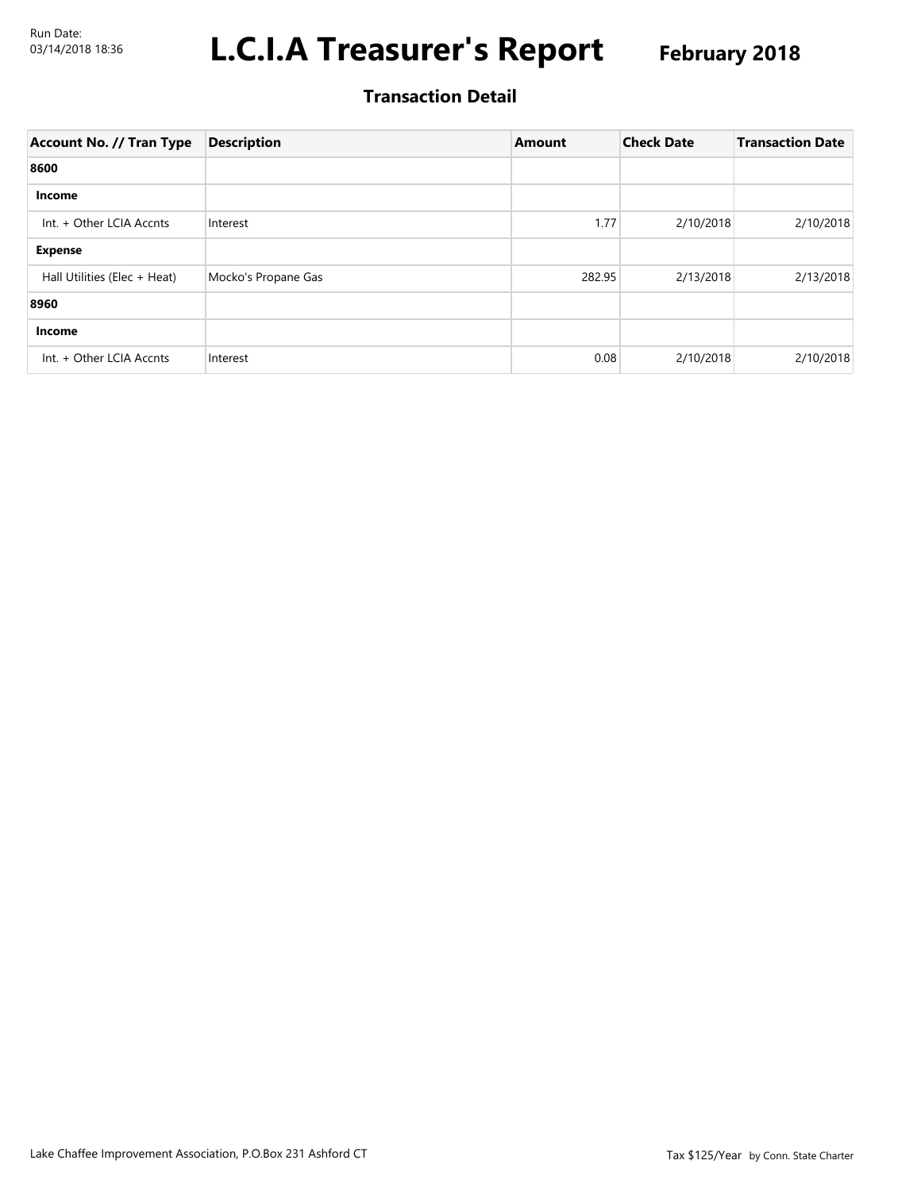Run Date:
03/14/2018 18:36

# L.C.I.A Treasurer's Report February 2018

### Transaction Detail

| Account No. // Tran Type | Description | Amount | Check Date | Transaction Date |
|---|---|---|---|---|
| **8600** | | | | |
| **Income** | | | | |
| Int. + Other LCIA Accnts | Interest | 1.77 | 2/10/2018 | 2/10/2018 |
| **Expense** | | | | |
| Hall Utilities (Elec + Heat) | Mocko's Propane Gas | 282.95 | 2/13/2018 | 2/13/2018 |
| **8960** | | | | |
| **Income** | | | | |
| Int. + Other LCIA Accnts | Interest | 0.08 | 2/10/2018 | 2/10/2018 |

Lake Chaffee Improvement Association, P.O.Box 231 Ashford CT

Tax $125/Year by Conn. State Charter